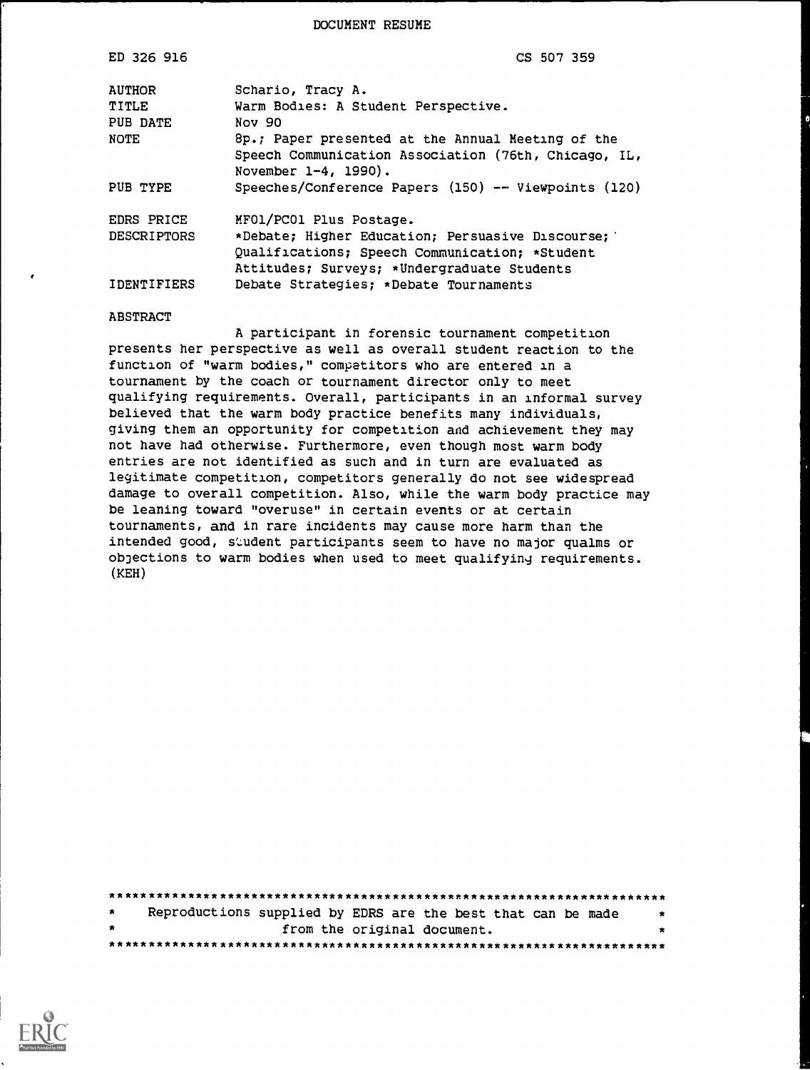DOCUMENT RESUME

| | |
|---|---|
| ED 326 916 | CS 507 359 |
| AUTHOR | Schario, Tracy A. |
| TITLE | Warm Bodies: A Student Perspective. |
| PUB DATE | Nov 90 |
| NOTE | 8p.; Paper presented at the Annual Meeting of the Speech Communication Association (76th, Chicago, IL, November 1-4, 1990). |
| PUB TYPE | Speeches/Conference Papers (150) -- Viewpoints (120) |
| EDRS PRICE | MF01/PC01 Plus Postage. |
| DESCRIPTORS | *Debate; Higher Education; Persuasive Discourse; Qualifications; Speech Communication; *Student Attitudes; Surveys; *Undergraduate Students |
| IDENTIFIERS | Debate Strategies; *Debate Tournaments |

ABSTRACT

A participant in forensic tournament competition presents her perspective as well as overall student reaction to the function of "warm bodies," competitors who are entered in a tournament by the coach or tournament director only to meet qualifying requirements. Overall, participants in an informal survey believed that the warm body practice benefits many individuals, giving them an opportunity for competition and achievement they may not have had otherwise. Furthermore, even though most warm body entries are not identified as such and in turn are evaluated as legitimate competition, competitors generally do not see widespread damage to overall competition. Also, while the warm body practice may be leaning toward "overuse" in certain events or at certain tournaments, and in rare incidents may cause more harm than the intended good, student participants seem to have no major qualms or objections to warm bodies when used to meet qualifying requirements. (KEH)

***********************************************************************
* Reproductions supplied by EDRS are the best that can be made *
* from the original document. *
***********************************************************************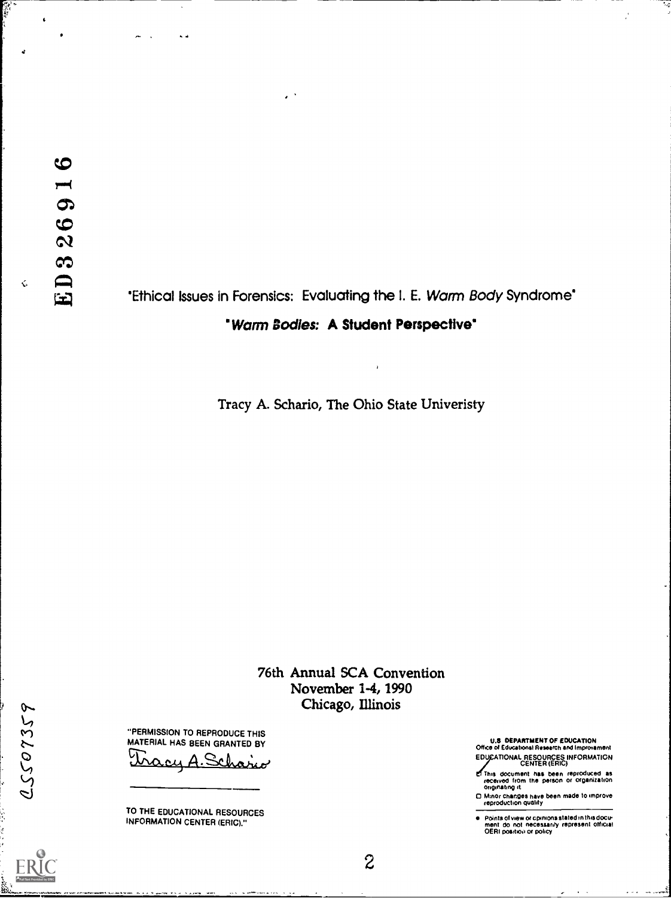ED326916

"Ethical Issues in Forensics: Evaluating the I. E. *Warm Body* Syndrome"

**"*Warm Bodies:* A Student Perspective"**

Tracy A. Schario, The Ohio State Univeristy

76th Annual SCA Convention
November 1-4, 1990
Chicago, Illinois

"PERMISSION TO REPRODUCE THIS MATERIAL HAS BEEN GRANTED BY

Tracy A. Schario

TO THE EDUCATIONAL RESOURCES INFORMATION CENTER (ERIC)."

U.S. DEPARTMENT OF EDUCATION
Office of Educational Research and Improvement
EDUCATIONAL RESOURCES INFORMATION CENTER (ERIC)

- ☑ This document has been reproduced as received from the person or organization originating it.
- ☐ Minor changes have been made to improve reproduction quality.

- Points of view or opinions stated in this document do not necessarily represent official OERI position or policy

CS507359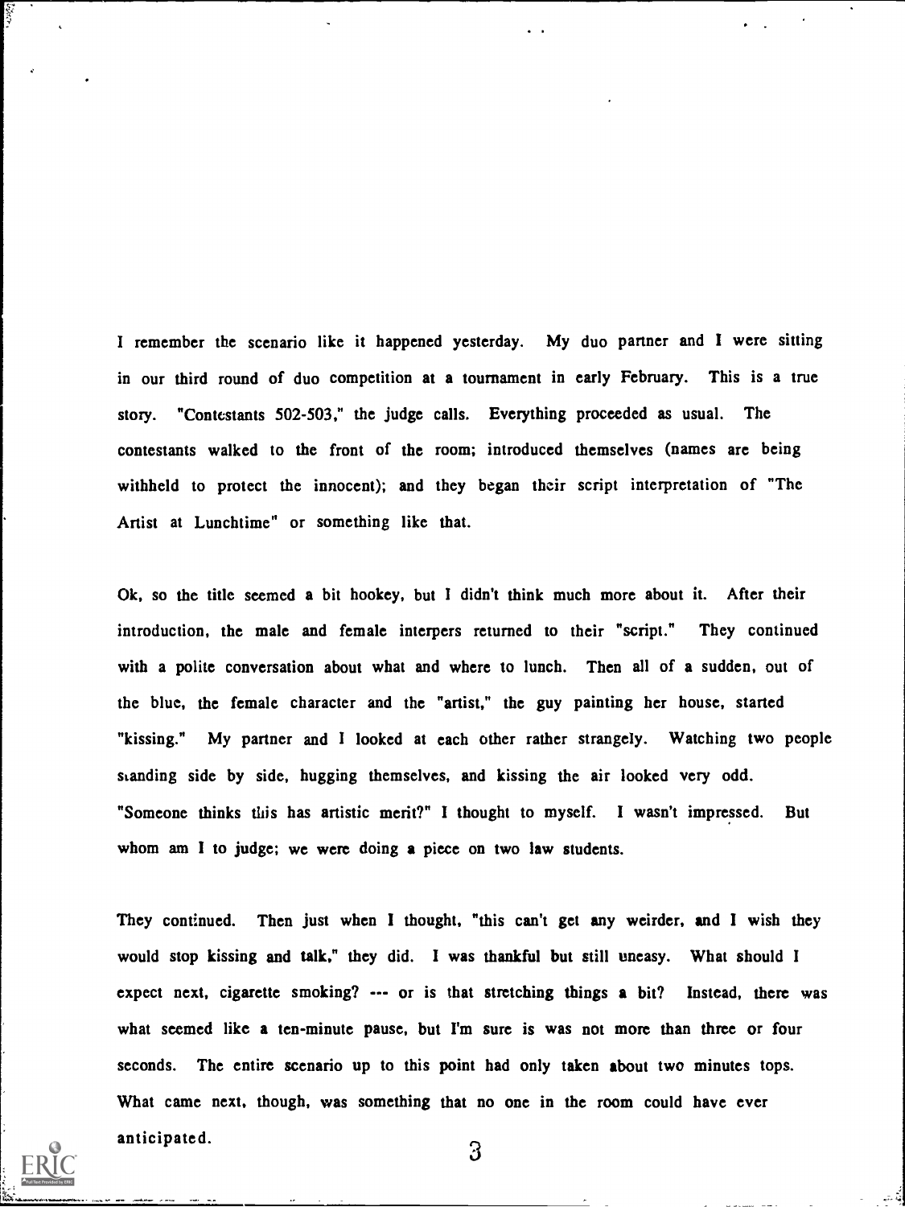I remember the scenario like it happened yesterday. My duo partner and I were sitting in our third round of duo competition at a tournament in early February. This is a true story. "Contestants 502-503," the judge calls. Everything proceeded as usual. The contestants walked to the front of the room; introduced themselves (names are being withheld to protect the innocent); and they began their script interpretation of "The Artist at Lunchtime" or something like that.

Ok, so the title seemed a bit hookey, but I didn't think much more about it. After their introduction, the male and female interpers returned to their "script." They continued with a polite conversation about what and where to lunch. Then all of a sudden, out of the blue, the female character and the "artist," the guy painting her house, started "kissing." My partner and I looked at each other rather strangely. Watching two people standing side by side, hugging themselves, and kissing the air looked very odd. "Someone thinks this has artistic merit?" I thought to myself. I wasn't impressed. But whom am I to judge; we were doing a piece on two law students.

They continued. Then just when I thought, "this can't get any weirder, and I wish they would stop kissing and talk," they did. I was thankful but still uneasy. What should I expect next, cigarette smoking? --- or is that stretching things a bit? Instead, there was what seemed like a ten-minute pause, but I'm sure is was not more than three or four seconds. The entire scenario up to this point had only taken about two minutes tops. What came next, though, was something that no one in the room could have ever anticipated.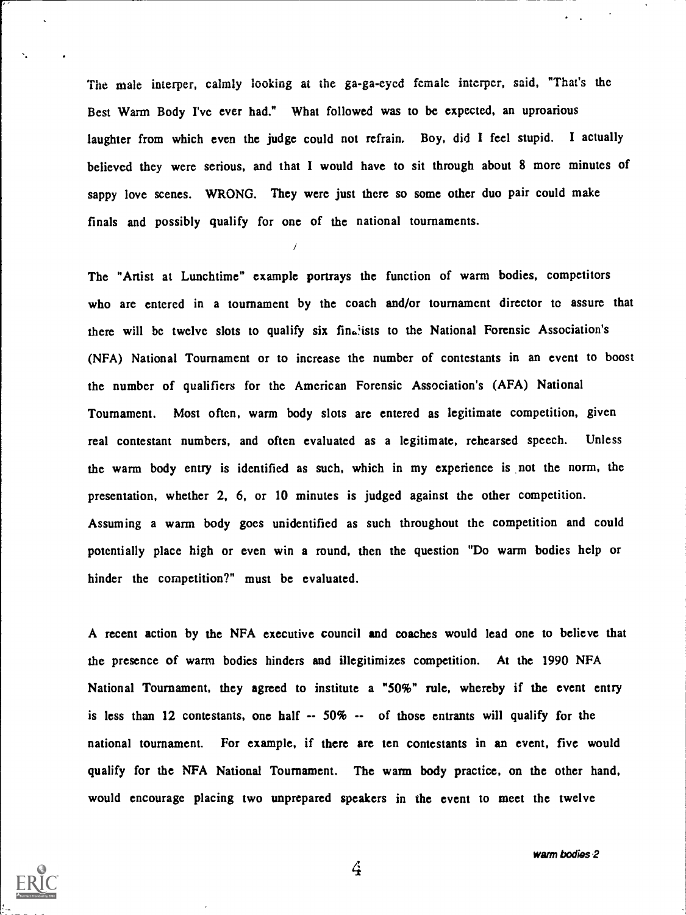The male interper, calmly looking at the ga-ga-eyed female interper, said, "That's the Best Warm Body I've ever had." What followed was to be expected, an uproarious laughter from which even the judge could not refrain. Boy, did I feel stupid. I actually believed they were serious, and that I would have to sit through about 8 more minutes of sappy love scenes. WRONG. They were just there so some other duo pair could make finals and possibly qualify for one of the national tournaments.

The "Artist at Lunchtime" example portrays the function of warm bodies, competitors who are entered in a tournament by the coach and/or tournament director to assure that there will be twelve slots to qualify six finalists to the National Forensic Association's (NFA) National Tournament or to increase the number of contestants in an event to boost the number of qualifiers for the American Forensic Association's (AFA) National Tournament. Most often, warm body slots are entered as legitimate competition, given real contestant numbers, and often evaluated as a legitimate, rehearsed speech. Unless the warm body entry is identified as such, which in my experience is not the norm, the presentation, whether 2, 6, or 10 minutes is judged against the other competition. Assuming a warm body goes unidentified as such throughout the competition and could potentially place high or even win a round, then the question "Do warm bodies help or hinder the competition?" must be evaluated.

A recent action by the NFA executive council and coaches would lead one to believe that the presence of warm bodies hinders and illegitimizes competition. At the 1990 NFA National Tournament, they agreed to institute a "50%" rule, whereby if the event entry is less than 12 contestants, one half -- 50% -- of those entrants will qualify for the national tournament. For example, if there are ten contestants in an event, five would qualify for the NFA National Tournament. The warm body practice, on the other hand, would encourage placing two unprepared speakers in the event to meet the twelve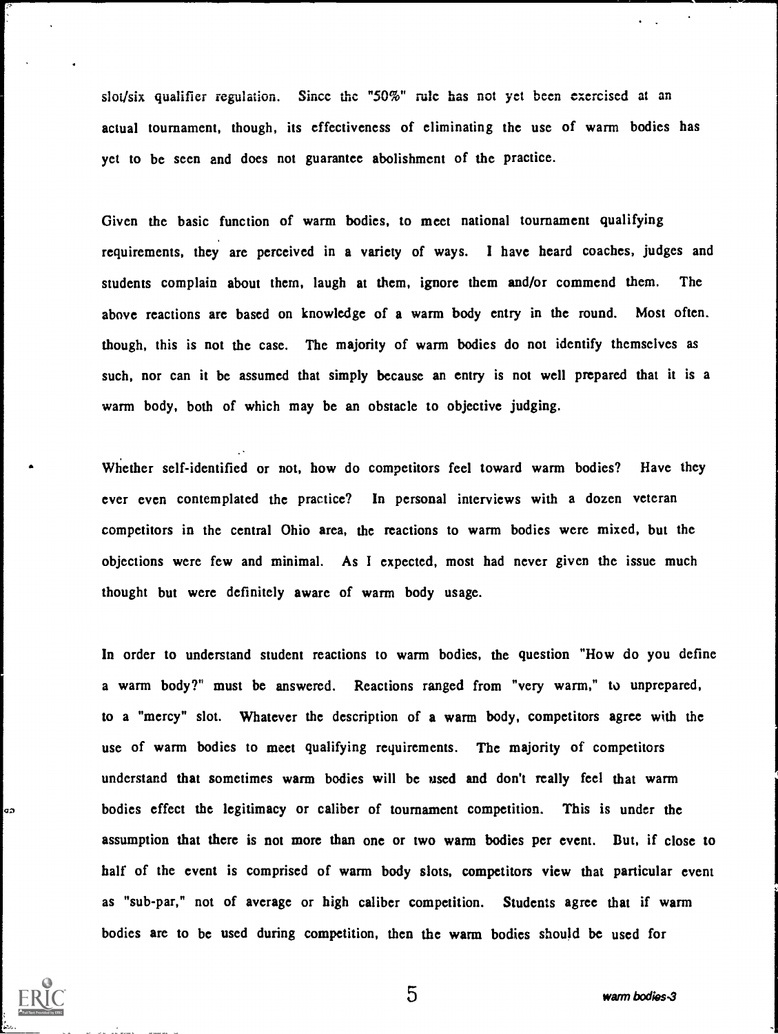slot/six qualifier regulation. Since the "50%" rule has not yet been exercised at an actual tournament, though, its effectiveness of eliminating the use of warm bodies has yet to be seen and does not guarantee abolishment of the practice.

Given the basic function of warm bodies, to meet national tournament qualifying requirements, they are perceived in a variety of ways. I have heard coaches, judges and students complain about them, laugh at them, ignore them and/or commend them. The above reactions are based on knowledge of a warm body entry in the round. Most often, though, this is not the case. The majority of warm bodies do not identify themselves as such, nor can it be assumed that simply because an entry is not well prepared that it is a warm body, both of which may be an obstacle to objective judging.

Whether self-identified or not, how do competitors feel toward warm bodies? Have they ever even contemplated the practice? In personal interviews with a dozen veteran competitors in the central Ohio area, the reactions to warm bodies were mixed, but the objections were few and minimal. As I expected, most had never given the issue much thought but were definitely aware of warm body usage.

In order to understand student reactions to warm bodies, the question "How do you define a warm body?" must be answered. Reactions ranged from "very warm," to unprepared, to a "mercy" slot. Whatever the description of a warm body, competitors agree with the use of warm bodies to meet qualifying requirements. The majority of competitors understand that sometimes warm bodies will be used and don't really feel that warm bodies effect the legitimacy or caliber of tournament competition. This is under the assumption that there is not more than one or two warm bodies per event. But, if close to half of the event is comprised of warm body slots, competitors view that particular event as "sub-par," not of average or high caliber competition. Students agree that if warm bodies are to be used during competition, then the warm bodies should be used for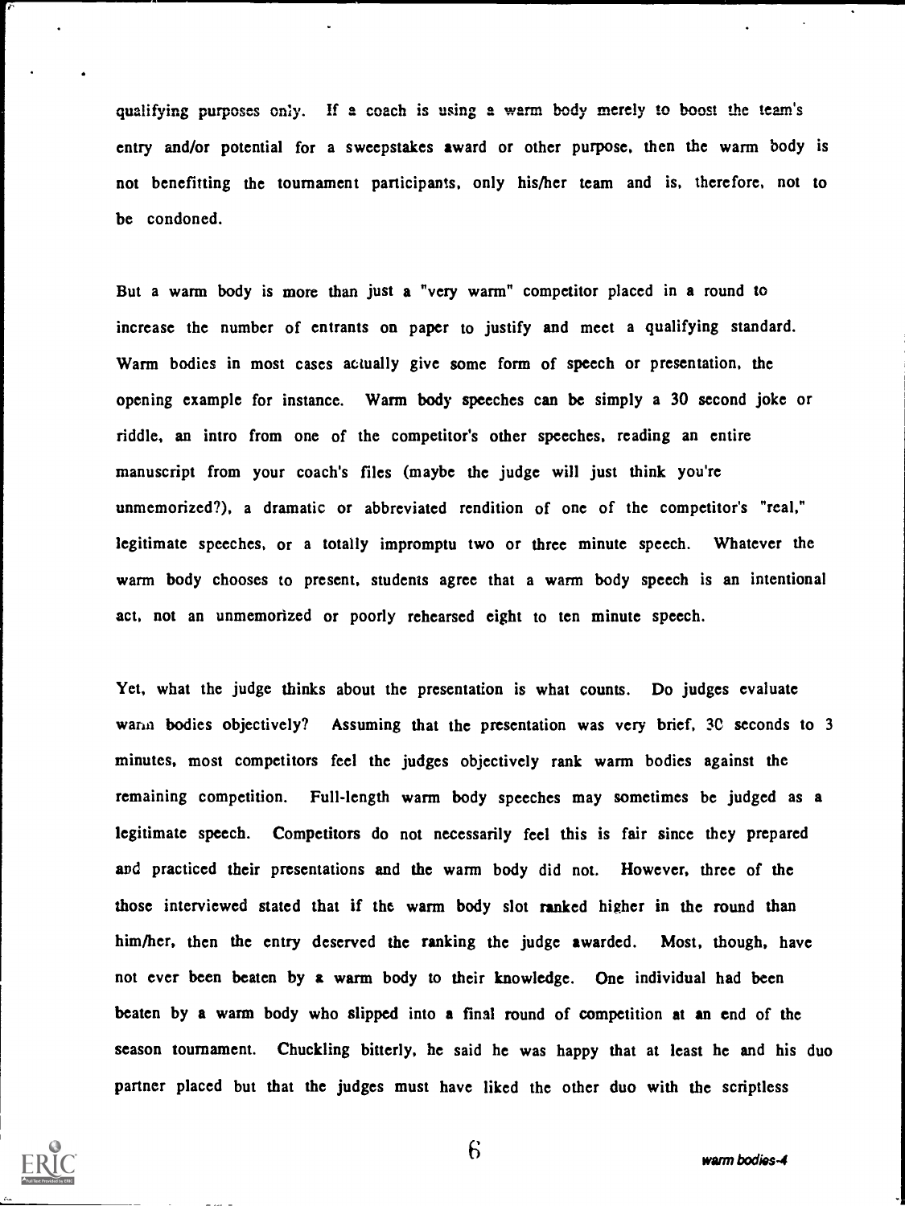qualifying purposes only. If a coach is using a warm body merely to boost the team's entry and/or potential for a sweepstakes award or other purpose, then the warm body is not benefitting the tournament participants, only his/her team and is, therefore, not to be condoned.

But a warm body is more than just a "very warm" competitor placed in a round to increase the number of entrants on paper to justify and meet a qualifying standard. Warm bodies in most cases actually give some form of speech or presentation, the opening example for instance. Warm body speeches can be simply a 30 second joke or riddle, an intro from one of the competitor's other speeches, reading an entire manuscript from your coach's files (maybe the judge will just think you're unmemorized?), a dramatic or abbreviated rendition of one of the competitor's "real," legitimate speeches, or a totally impromptu two or three minute speech. Whatever the warm body chooses to present, students agree that a warm body speech is an intentional act, not an unmemorized or poorly rehearsed eight to ten minute speech.

Yet, what the judge thinks about the presentation is what counts. Do judges evaluate warm bodies objectively? Assuming that the presentation was very brief, 30 seconds to 3 minutes, most competitors feel the judges objectively rank warm bodies against the remaining competition. Full-length warm body speeches may sometimes be judged as a legitimate speech. Competitors do not necessarily feel this is fair since they prepared and practiced their presentations and the warm body did not. However, three of the those interviewed stated that if the warm body slot ranked higher in the round than him/her, then the entry deserved the ranking the judge awarded. Most, though, have not ever been beaten by a warm body to their knowledge. One individual had been beaten by a warm body who slipped into a final round of competition at an end of the season tournament. Chuckling bitterly, he said he was happy that at least he and his duo partner placed but that the judges must have liked the other duo with the scriptless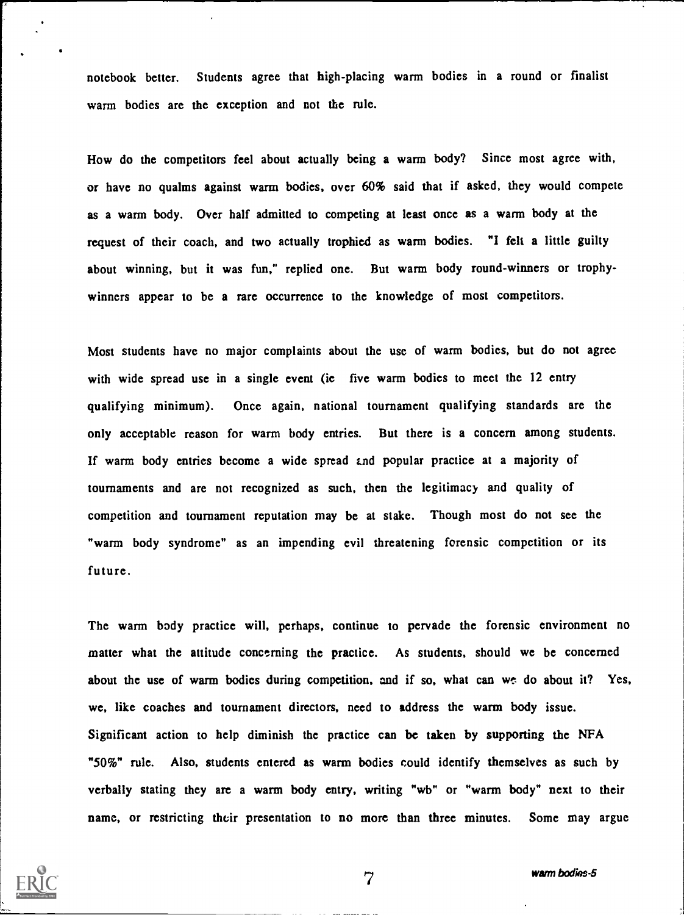notebook better. Students agree that high-placing warm bodies in a round or finalist warm bodies are the exception and not the rule.

How do the competitors feel about actually being a warm body? Since most agree with, or have no qualms against warm bodies, over 60% said that if asked, they would compete as a warm body. Over half admitted to competing at least once as a warm body at the request of their coach, and two actually trophied as warm bodies. "I felt a little guilty about winning, but it was fun," replied one. But warm body round-winners or trophy-winners appear to be a rare occurrence to the knowledge of most competitors.

Most students have no major complaints about the use of warm bodies, but do not agree with wide spread use in a single event (ie five warm bodies to meet the 12 entry qualifying minimum). Once again, national tournament qualifying standards are the only acceptable reason for warm body entries. But there is a concern among students. If warm body entries become a wide spread and popular practice at a majority of tournaments and are not recognized as such, then the legitimacy and quality of competition and tournament reputation may be at stake. Though most do not see the "warm body syndrome" as an impending evil threatening forensic competition or its future.

The warm body practice will, perhaps, continue to pervade the forensic environment no matter what the attitude concerning the practice. As students, should we be concerned about the use of warm bodies during competition, and if so, what can we do about it? Yes, we, like coaches and tournament directors, need to address the warm body issue. Significant action to help diminish the practice can be taken by supporting the NFA "50%" rule. Also, students entered as warm bodies could identify themselves as such by verbally stating they are a warm body entry, writing "wb" or "warm body" next to their name, or restricting their presentation to no more than three minutes. Some may argue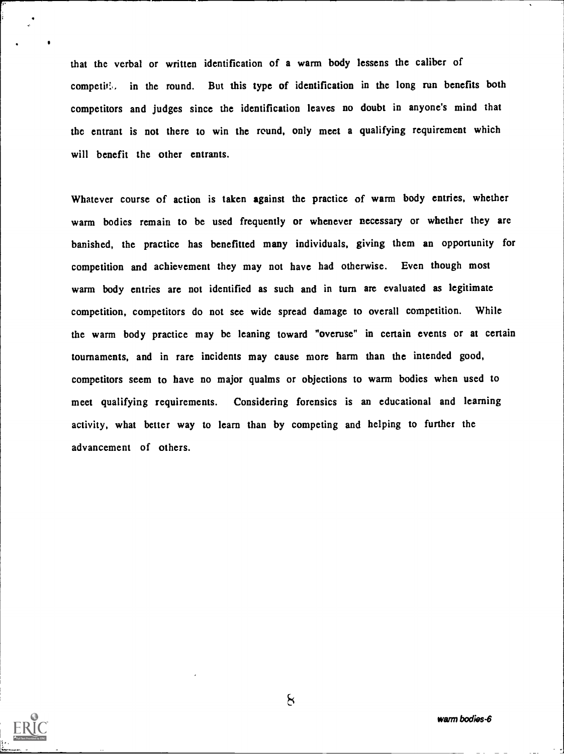that the verbal or written identification of a warm body lessens the caliber of competition in the round. But this type of identification in the long run benefits both competitors and judges since the identification leaves no doubt in anyone's mind that the entrant is not there to win the round, only meet a qualifying requirement which will benefit the other entrants.

Whatever course of action is taken against the practice of warm body entries, whether warm bodies remain to be used frequently or whenever necessary or whether they are banished, the practice has benefitted many individuals, giving them an opportunity for competition and achievement they may not have had otherwise. Even though most warm body entries are not identified as such and in turn are evaluated as legitimate competition, competitors do not see wide spread damage to overall competition. While the warm body practice may be leaning toward "overuse" in certain events or at certain tournaments, and in rare incidents may cause more harm than the intended good, competitors seem to have no major qualms or objections to warm bodies when used to meet qualifying requirements. Considering forensics is an educational and learning activity, what better way to learn than by competing and helping to further the advancement of others.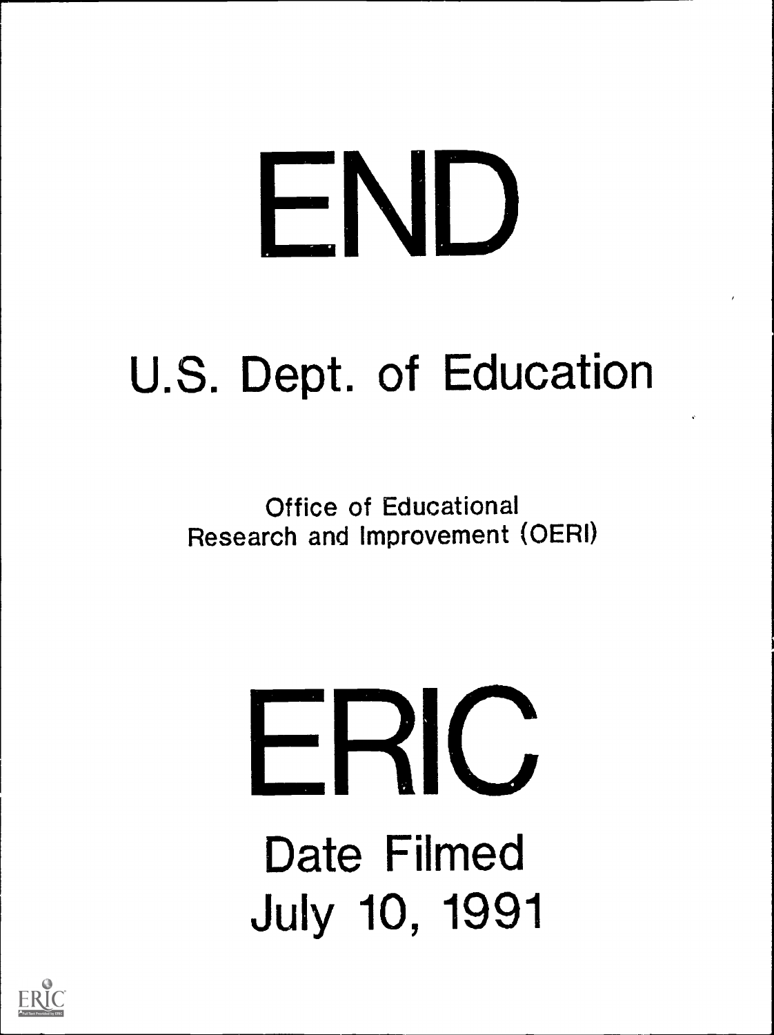# END

## U.S. Dept. of Education

Office of Educational
Research and Improvement (OERI)

# ERIC

## Date Filmed
## July 10, 1991